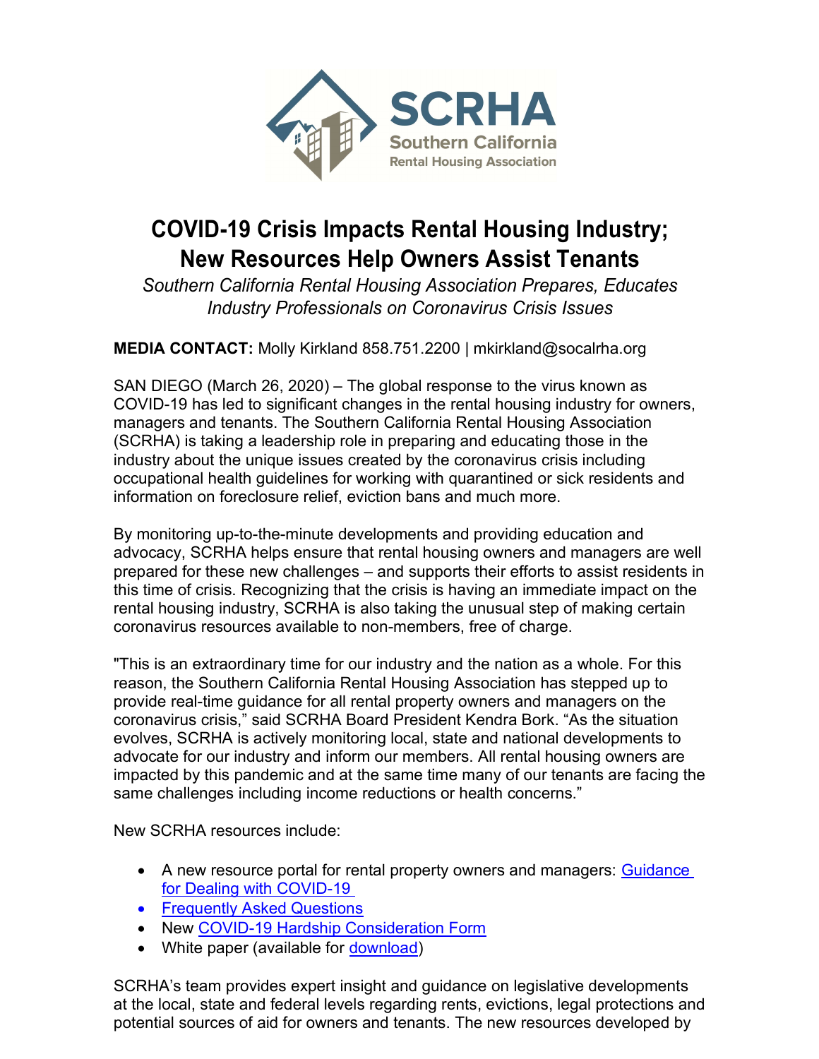SCRHA
Southern California
Rental Housing Association

# COVID-19 Crisis Impacts Rental Housing Industry; New Resources Help Owners Assist Tenants

*Southern California Rental Housing Association Prepares, Educates Industry Professionals on Coronavirus Crisis Issues*

**MEDIA CONTACT:** Molly Kirkland 858.751.2200 | mkirkland@socalrha.org

SAN DIEGO (March 26, 2020) – The global response to the virus known as COVID-19 has led to significant changes in the rental housing industry for owners, managers and tenants. The Southern California Rental Housing Association (SCRHA) is taking a leadership role in preparing and educating those in the industry about the unique issues created by the coronavirus crisis including occupational health guidelines for working with quarantined or sick residents and information on foreclosure relief, eviction bans and much more.

By monitoring up-to-the-minute developments and providing education and advocacy, SCRHA helps ensure that rental housing owners and managers are well prepared for these new challenges – and supports their efforts to assist residents in this time of crisis. Recognizing that the crisis is having an immediate impact on the rental housing industry, SCRHA is also taking the unusual step of making certain coronavirus resources available to non-members, free of charge.

"This is an extraordinary time for our industry and the nation as a whole. For this reason, the Southern California Rental Housing Association has stepped up to provide real-time guidance for all rental property owners and managers on the coronavirus crisis," said SCRHA Board President Kendra Bork. "As the situation evolves, SCRHA is actively monitoring local, state and national developments to advocate for our industry and inform our members. All rental housing owners are impacted by this pandemic and at the same time many of our tenants are facing the same challenges including income reductions or health concerns."

New SCRHA resources include:

- A new resource portal for rental property owners and managers: Guidance for Dealing with COVID-19
- Frequently Asked Questions
- New COVID-19 Hardship Consideration Form
- White paper (available for download)

SCRHA's team provides expert insight and guidance on legislative developments at the local, state and federal levels regarding rents, evictions, legal protections and potential sources of aid for owners and tenants. The new resources developed by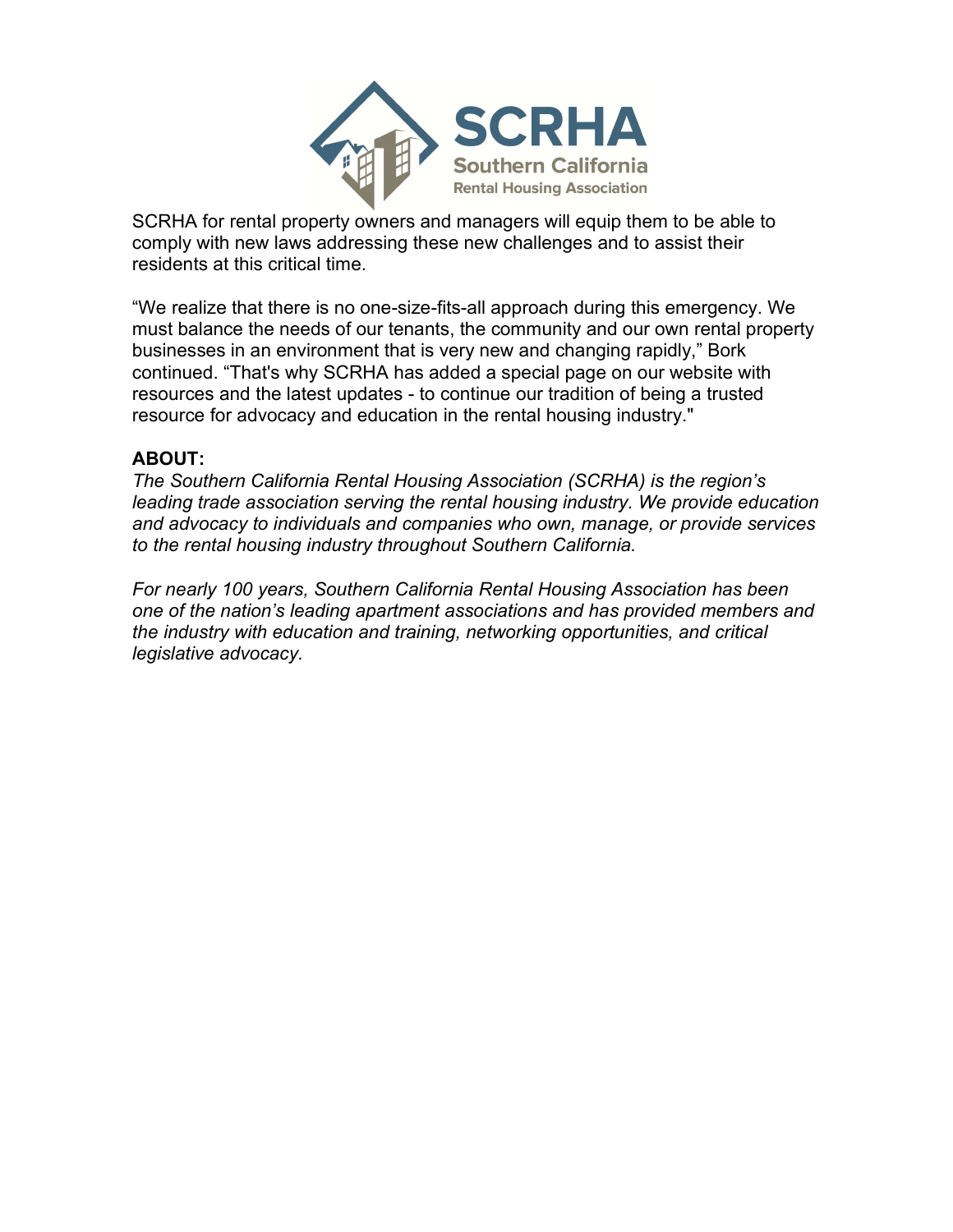SCRHA for rental property owners and managers will equip them to be able to comply with new laws addressing these new challenges and to assist their residents at this critical time.

"We realize that there is no one-size-fits-all approach during this emergency. We must balance the needs of our tenants, the community and our own rental property businesses in an environment that is very new and changing rapidly," Bork continued. "That's why SCRHA has added a special page on our website with resources and the latest updates - to continue our tradition of being a trusted resource for advocacy and education in the rental housing industry."

**ABOUT:**

*The Southern California Rental Housing Association (SCRHA) is the region's leading trade association serving the rental housing industry. We provide education and advocacy to individuals and companies who own, manage, or provide services to the rental housing industry throughout Southern California.*

*For nearly 100 years, Southern California Rental Housing Association has been one of the nation's leading apartment associations and has provided members and the industry with education and training, networking opportunities, and critical legislative advocacy.*